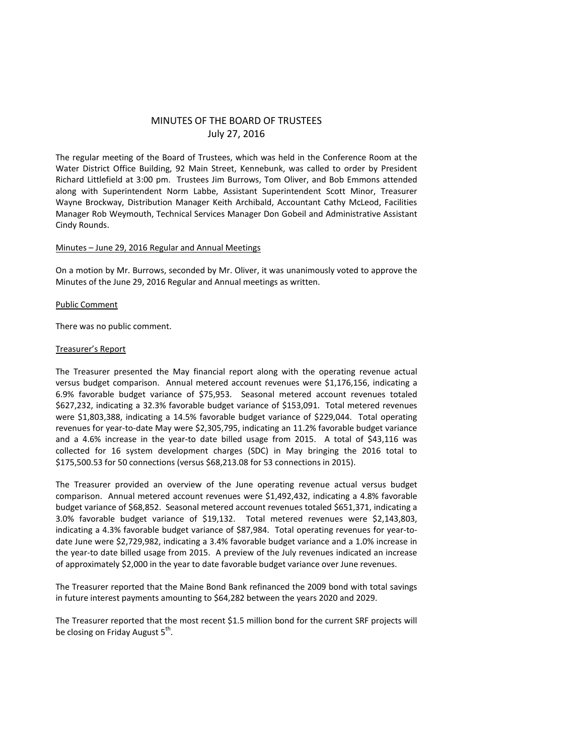# MINUTES OF THE BOARD OF TRUSTEES
July 27, 2016

The regular meeting of the Board of Trustees, which was held in the Conference Room at the Water District Office Building, 92 Main Street, Kennebunk, was called to order by President Richard Littlefield at 3:00 pm. Trustees Jim Burrows, Tom Oliver, and Bob Emmons attended along with Superintendent Norm Labbe, Assistant Superintendent Scott Minor, Treasurer Wayne Brockway, Distribution Manager Keith Archibald, Accountant Cathy McLeod, Facilities Manager Rob Weymouth, Technical Services Manager Don Gobeil and Administrative Assistant Cindy Rounds.

Minutes – June 29, 2016 Regular and Annual Meetings

On a motion by Mr. Burrows, seconded by Mr. Oliver, it was unanimously voted to approve the Minutes of the June 29, 2016 Regular and Annual meetings as written.

Public Comment

There was no public comment.

Treasurer's Report

The Treasurer presented the May financial report along with the operating revenue actual versus budget comparison. Annual metered account revenues were $1,176,156, indicating a 6.9% favorable budget variance of $75,953. Seasonal metered account revenues totaled $627,232, indicating a 32.3% favorable budget variance of $153,091. Total metered revenues were $1,803,388, indicating a 14.5% favorable budget variance of $229,044. Total operating revenues for year-to-date May were $2,305,795, indicating an 11.2% favorable budget variance and a 4.6% increase in the year-to date billed usage from 2015. A total of $43,116 was collected for 16 system development charges (SDC) in May bringing the 2016 total to $175,500.53 for 50 connections (versus $68,213.08 for 53 connections in 2015).

The Treasurer provided an overview of the June operating revenue actual versus budget comparison. Annual metered account revenues were $1,492,432, indicating a 4.8% favorable budget variance of $68,852. Seasonal metered account revenues totaled $651,371, indicating a 3.0% favorable budget variance of $19,132. Total metered revenues were $2,143,803, indicating a 4.3% favorable budget variance of $87,984. Total operating revenues for year-to-date June were $2,729,982, indicating a 3.4% favorable budget variance and a 1.0% increase in the year-to date billed usage from 2015. A preview of the July revenues indicated an increase of approximately $2,000 in the year to date favorable budget variance over June revenues.

The Treasurer reported that the Maine Bond Bank refinanced the 2009 bond with total savings in future interest payments amounting to $64,282 between the years 2020 and 2029.

The Treasurer reported that the most recent $1.5 million bond for the current SRF projects will be closing on Friday August 5th.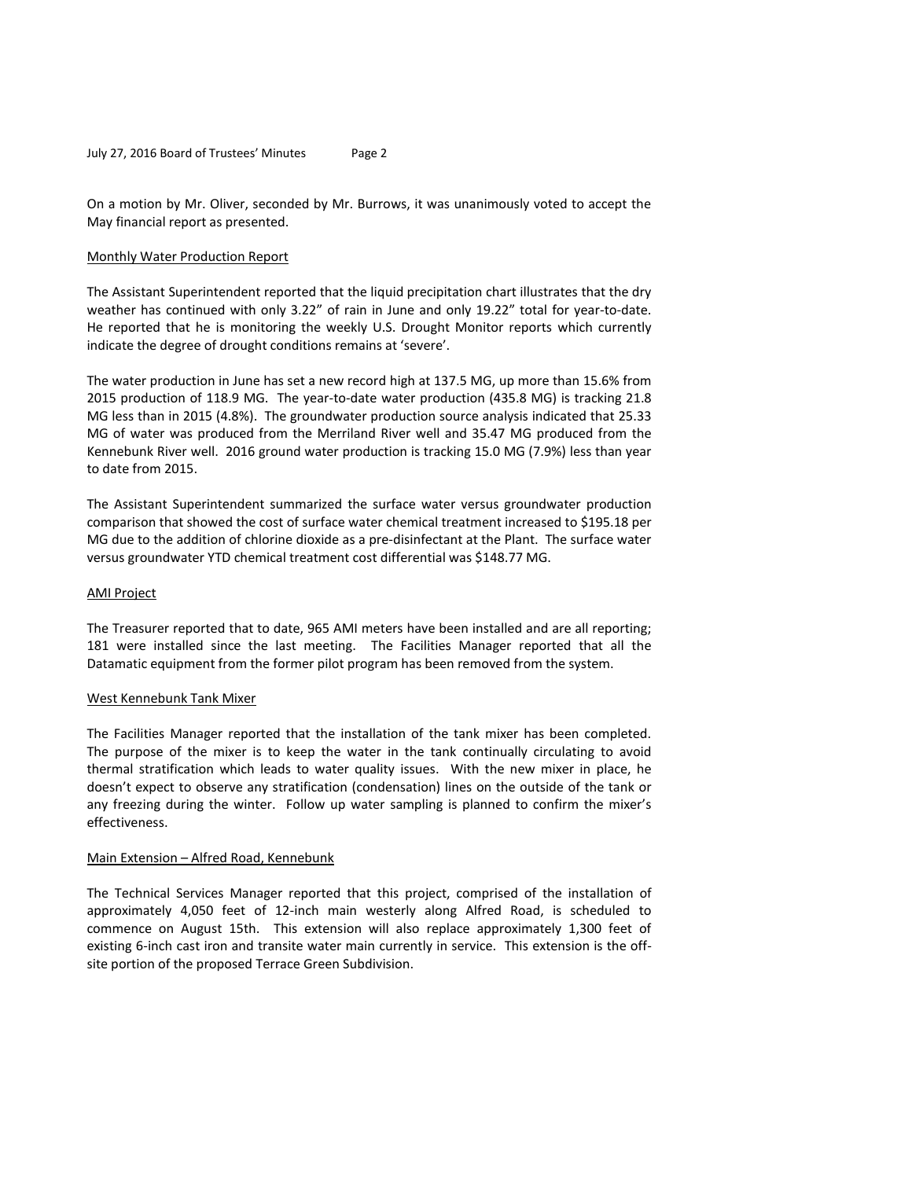On a motion by Mr. Oliver, seconded by Mr. Burrows, it was unanimously voted to accept the May financial report as presented.

## Monthly Water Production Report

The Assistant Superintendent reported that the liquid precipitation chart illustrates that the dry weather has continued with only 3.22" of rain in June and only 19.22" total for year-to-date. He reported that he is monitoring the weekly U.S. Drought Monitor reports which currently indicate the degree of drought conditions remains at 'severe'.

The water production in June has set a new record high at 137.5 MG, up more than 15.6% from 2015 production of 118.9 MG. The year-to-date water production (435.8 MG) is tracking 21.8 MG less than in 2015 (4.8%). The groundwater production source analysis indicated that 25.33 MG of water was produced from the Merriland River well and 35.47 MG produced from the Kennebunk River well. 2016 ground water production is tracking 15.0 MG (7.9%) less than year to date from 2015.

The Assistant Superintendent summarized the surface water versus groundwater production comparison that showed the cost of surface water chemical treatment increased to $195.18 per MG due to the addition of chlorine dioxide as a pre-disinfectant at the Plant. The surface water versus groundwater YTD chemical treatment cost differential was $148.77 MG.

## AMI Project

The Treasurer reported that to date, 965 AMI meters have been installed and are all reporting; 181 were installed since the last meeting. The Facilities Manager reported that all the Datamatic equipment from the former pilot program has been removed from the system.

## West Kennebunk Tank Mixer

The Facilities Manager reported that the installation of the tank mixer has been completed. The purpose of the mixer is to keep the water in the tank continually circulating to avoid thermal stratification which leads to water quality issues. With the new mixer in place, he doesn't expect to observe any stratification (condensation) lines on the outside of the tank or any freezing during the winter. Follow up water sampling is planned to confirm the mixer's effectiveness.

## Main Extension – Alfred Road, Kennebunk

The Technical Services Manager reported that this project, comprised of the installation of approximately 4,050 feet of 12-inch main westerly along Alfred Road, is scheduled to commence on August 15th. This extension will also replace approximately 1,300 feet of existing 6-inch cast iron and transite water main currently in service. This extension is the off-site portion of the proposed Terrace Green Subdivision.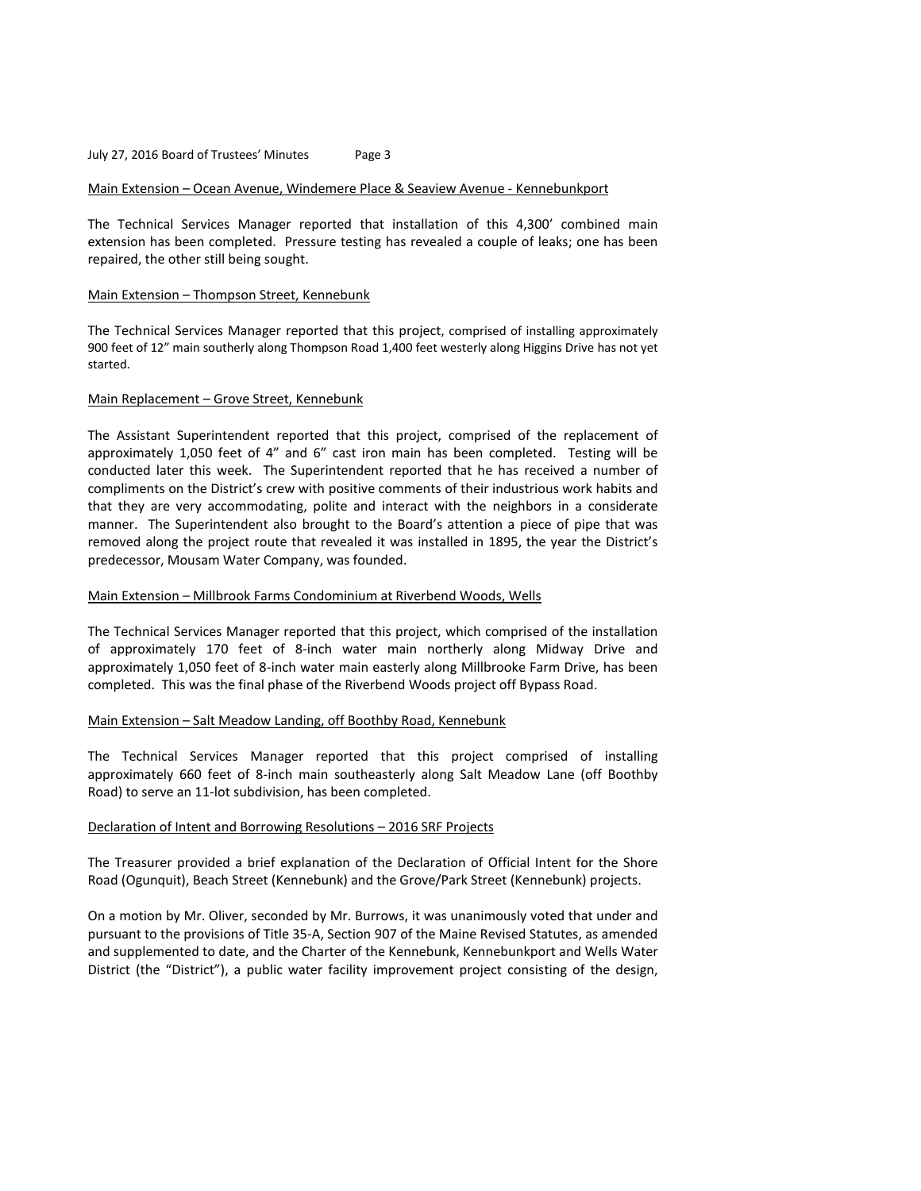Main Extension – Ocean Avenue, Windemere Place & Seaview Avenue - Kennebunkport

The Technical Services Manager reported that installation of this 4,300' combined main extension has been completed. Pressure testing has revealed a couple of leaks; one has been repaired, the other still being sought.

Main Extension – Thompson Street, Kennebunk

The Technical Services Manager reported that this project, comprised of installing approximately 900 feet of 12" main southerly along Thompson Road 1,400 feet westerly along Higgins Drive has not yet started.

Main Replacement – Grove Street, Kennebunk

The Assistant Superintendent reported that this project, comprised of the replacement of approximately 1,050 feet of 4" and 6" cast iron main has been completed. Testing will be conducted later this week. The Superintendent reported that he has received a number of compliments on the District's crew with positive comments of their industrious work habits and that they are very accommodating, polite and interact with the neighbors in a considerate manner. The Superintendent also brought to the Board's attention a piece of pipe that was removed along the project route that revealed it was installed in 1895, the year the District's predecessor, Mousam Water Company, was founded.

Main Extension – Millbrook Farms Condominium at Riverbend Woods, Wells

The Technical Services Manager reported that this project, which comprised of the installation of approximately 170 feet of 8-inch water main northerly along Midway Drive and approximately 1,050 feet of 8-inch water main easterly along Millbrooke Farm Drive, has been completed. This was the final phase of the Riverbend Woods project off Bypass Road.

Main Extension – Salt Meadow Landing, off Boothby Road, Kennebunk

The Technical Services Manager reported that this project comprised of installing approximately 660 feet of 8-inch main southeasterly along Salt Meadow Lane (off Boothby Road) to serve an 11-lot subdivision, has been completed.

Declaration of Intent and Borrowing Resolutions – 2016 SRF Projects

The Treasurer provided a brief explanation of the Declaration of Official Intent for the Shore Road (Ogunquit), Beach Street (Kennebunk) and the Grove/Park Street (Kennebunk) projects.

On a motion by Mr. Oliver, seconded by Mr. Burrows, it was unanimously voted that under and pursuant to the provisions of Title 35-A, Section 907 of the Maine Revised Statutes, as amended and supplemented to date, and the Charter of the Kennebunk, Kennebunkport and Wells Water District (the "District"), a public water facility improvement project consisting of the design,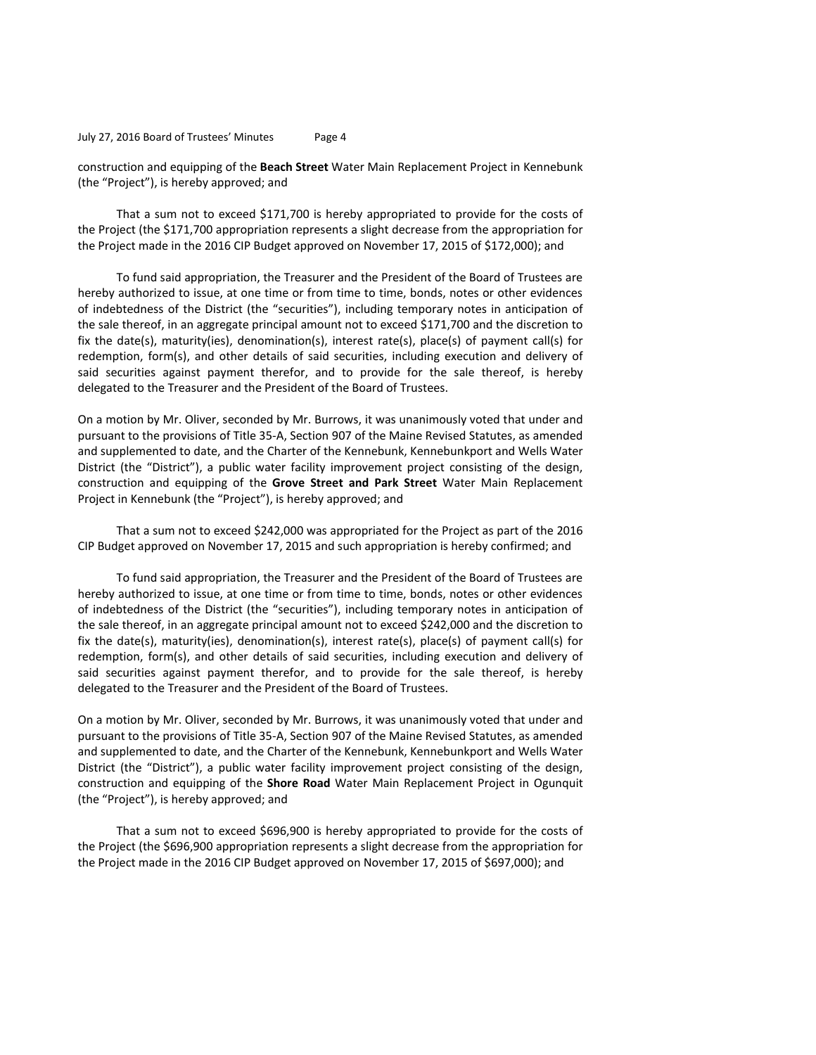construction and equipping of the **Beach Street** Water Main Replacement Project in Kennebunk (the "Project"), is hereby approved; and

That a sum not to exceed $171,700 is hereby appropriated to provide for the costs of the Project (the $171,700 appropriation represents a slight decrease from the appropriation for the Project made in the 2016 CIP Budget approved on November 17, 2015 of $172,000); and

To fund said appropriation, the Treasurer and the President of the Board of Trustees are hereby authorized to issue, at one time or from time to time, bonds, notes or other evidences of indebtedness of the District (the "securities"), including temporary notes in anticipation of the sale thereof, in an aggregate principal amount not to exceed $171,700 and the discretion to fix the date(s), maturity(ies), denomination(s), interest rate(s), place(s) of payment call(s) for redemption, form(s), and other details of said securities, including execution and delivery of said securities against payment therefor, and to provide for the sale thereof, is hereby delegated to the Treasurer and the President of the Board of Trustees.

On a motion by Mr. Oliver, seconded by Mr. Burrows, it was unanimously voted that under and pursuant to the provisions of Title 35-A, Section 907 of the Maine Revised Statutes, as amended and supplemented to date, and the Charter of the Kennebunk, Kennebunkport and Wells Water District (the "District"), a public water facility improvement project consisting of the design, construction and equipping of the **Grove Street and Park Street** Water Main Replacement Project in Kennebunk (the "Project"), is hereby approved; and

That a sum not to exceed $242,000 was appropriated for the Project as part of the 2016 CIP Budget approved on November 17, 2015 and such appropriation is hereby confirmed; and

To fund said appropriation, the Treasurer and the President of the Board of Trustees are hereby authorized to issue, at one time or from time to time, bonds, notes or other evidences of indebtedness of the District (the "securities"), including temporary notes in anticipation of the sale thereof, in an aggregate principal amount not to exceed $242,000 and the discretion to fix the date(s), maturity(ies), denomination(s), interest rate(s), place(s) of payment call(s) for redemption, form(s), and other details of said securities, including execution and delivery of said securities against payment therefor, and to provide for the sale thereof, is hereby delegated to the Treasurer and the President of the Board of Trustees.

On a motion by Mr. Oliver, seconded by Mr. Burrows, it was unanimously voted that under and pursuant to the provisions of Title 35-A, Section 907 of the Maine Revised Statutes, as amended and supplemented to date, and the Charter of the Kennebunk, Kennebunkport and Wells Water District (the "District"), a public water facility improvement project consisting of the design, construction and equipping of the **Shore Road** Water Main Replacement Project in Ogunquit (the "Project"), is hereby approved; and

That a sum not to exceed $696,900 is hereby appropriated to provide for the costs of the Project (the $696,900 appropriation represents a slight decrease from the appropriation for the Project made in the 2016 CIP Budget approved on November 17, 2015 of $697,000); and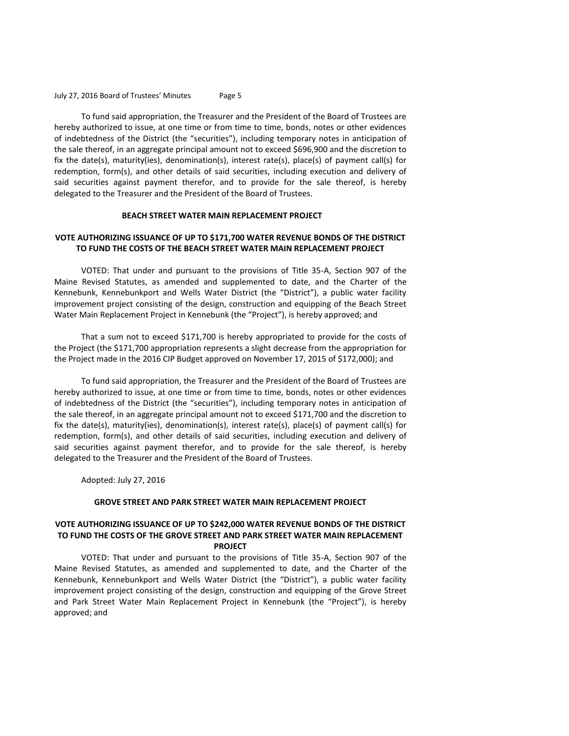To fund said appropriation, the Treasurer and the President of the Board of Trustees are hereby authorized to issue, at one time or from time to time, bonds, notes or other evidences of indebtedness of the District (the "securities"), including temporary notes in anticipation of the sale thereof, in an aggregate principal amount not to exceed $696,900 and the discretion to fix the date(s), maturity(ies), denomination(s), interest rate(s), place(s) of payment call(s) for redemption, form(s), and other details of said securities, including execution and delivery of said securities against payment therefor, and to provide for the sale thereof, is hereby delegated to the Treasurer and the President of the Board of Trustees.

**BEACH STREET WATER MAIN REPLACEMENT PROJECT**

**VOTE AUTHORIZING ISSUANCE OF UP TO $171,700 WATER REVENUE BONDS OF THE DISTRICT TO FUND THE COSTS OF THE BEACH STREET WATER MAIN REPLACEMENT PROJECT**

VOTED: That under and pursuant to the provisions of Title 35-A, Section 907 of the Maine Revised Statutes, as amended and supplemented to date, and the Charter of the Kennebunk, Kennebunkport and Wells Water District (the "District"), a public water facility improvement project consisting of the design, construction and equipping of the Beach Street Water Main Replacement Project in Kennebunk (the "Project"), is hereby approved; and

That a sum not to exceed $171,700 is hereby appropriated to provide for the costs of the Project (the $171,700 appropriation represents a slight decrease from the appropriation for the Project made in the 2016 CIP Budget approved on November 17, 2015 of $172,000); and

To fund said appropriation, the Treasurer and the President of the Board of Trustees are hereby authorized to issue, at one time or from time to time, bonds, notes or other evidences of indebtedness of the District (the "securities"), including temporary notes in anticipation of the sale thereof, in an aggregate principal amount not to exceed $171,700 and the discretion to fix the date(s), maturity(ies), denomination(s), interest rate(s), place(s) of payment call(s) for redemption, form(s), and other details of said securities, including execution and delivery of said securities against payment therefor, and to provide for the sale thereof, is hereby delegated to the Treasurer and the President of the Board of Trustees.

Adopted: July 27, 2016

**GROVE STREET AND PARK STREET WATER MAIN REPLACEMENT PROJECT**

**VOTE AUTHORIZING ISSUANCE OF UP TO $242,000 WATER REVENUE BONDS OF THE DISTRICT TO FUND THE COSTS OF THE GROVE STREET AND PARK STREET WATER MAIN REPLACEMENT PROJECT**

VOTED: That under and pursuant to the provisions of Title 35-A, Section 907 of the Maine Revised Statutes, as amended and supplemented to date, and the Charter of the Kennebunk, Kennebunkport and Wells Water District (the "District"), a public water facility improvement project consisting of the design, construction and equipping of the Grove Street and Park Street Water Main Replacement Project in Kennebunk (the "Project"), is hereby approved; and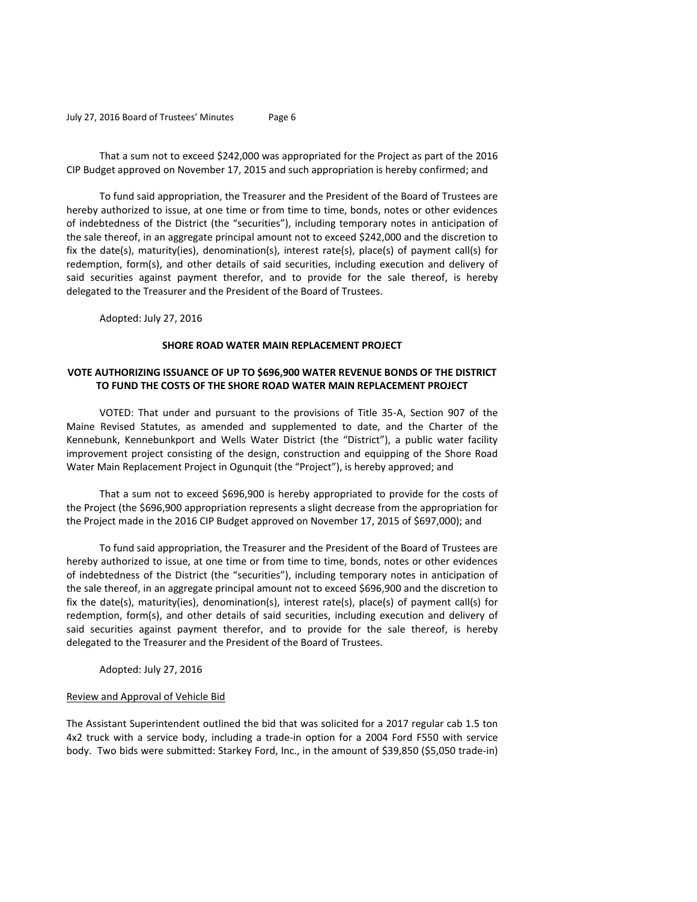That a sum not to exceed $242,000 was appropriated for the Project as part of the 2016 CIP Budget approved on November 17, 2015 and such appropriation is hereby confirmed; and

To fund said appropriation, the Treasurer and the President of the Board of Trustees are hereby authorized to issue, at one time or from time to time, bonds, notes or other evidences of indebtedness of the District (the "securities"), including temporary notes in anticipation of the sale thereof, in an aggregate principal amount not to exceed $242,000 and the discretion to fix the date(s), maturity(ies), denomination(s), interest rate(s), place(s) of payment call(s) for redemption, form(s), and other details of said securities, including execution and delivery of said securities against payment therefor, and to provide for the sale thereof, is hereby delegated to the Treasurer and the President of the Board of Trustees.

Adopted: July 27, 2016

**SHORE ROAD WATER MAIN REPLACEMENT PROJECT**

**VOTE AUTHORIZING ISSUANCE OF UP TO $696,900 WATER REVENUE BONDS OF THE DISTRICT TO FUND THE COSTS OF THE SHORE ROAD WATER MAIN REPLACEMENT PROJECT**

VOTED: That under and pursuant to the provisions of Title 35-A, Section 907 of the Maine Revised Statutes, as amended and supplemented to date, and the Charter of the Kennebunk, Kennebunkport and Wells Water District (the "District"), a public water facility improvement project consisting of the design, construction and equipping of the Shore Road Water Main Replacement Project in Ogunquit (the "Project"), is hereby approved; and

That a sum not to exceed $696,900 is hereby appropriated to provide for the costs of the Project (the $696,900 appropriation represents a slight decrease from the appropriation for the Project made in the 2016 CIP Budget approved on November 17, 2015 of $697,000); and

To fund said appropriation, the Treasurer and the President of the Board of Trustees are hereby authorized to issue, at one time or from time to time, bonds, notes or other evidences of indebtedness of the District (the "securities"), including temporary notes in anticipation of the sale thereof, in an aggregate principal amount not to exceed $696,900 and the discretion to fix the date(s), maturity(ies), denomination(s), interest rate(s), place(s) of payment call(s) for redemption, form(s), and other details of said securities, including execution and delivery of said securities against payment therefor, and to provide for the sale thereof, is hereby delegated to the Treasurer and the President of the Board of Trustees.

Adopted: July 27, 2016

<u>Review and Approval of Vehicle Bid</u>

The Assistant Superintendent outlined the bid that was solicited for a 2017 regular cab 1.5 ton 4x2 truck with a service body, including a trade-in option for a 2004 Ford F550 with service body. Two bids were submitted: Starkey Ford, Inc., in the amount of $39,850 ($5,050 trade-in)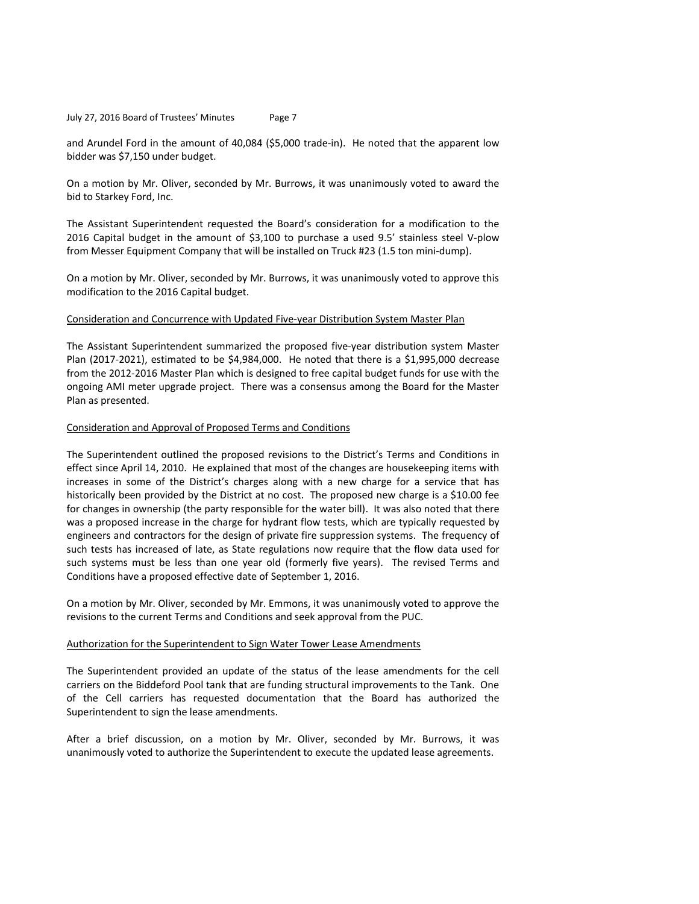and Arundel Ford in the amount of 40,084 ($5,000 trade-in). He noted that the apparent low bidder was $7,150 under budget.

On a motion by Mr. Oliver, seconded by Mr. Burrows, it was unanimously voted to award the bid to Starkey Ford, Inc.

The Assistant Superintendent requested the Board's consideration for a modification to the 2016 Capital budget in the amount of $3,100 to purchase a used 9.5' stainless steel V-plow from Messer Equipment Company that will be installed on Truck #23 (1.5 ton mini-dump).

On a motion by Mr. Oliver, seconded by Mr. Burrows, it was unanimously voted to approve this modification to the 2016 Capital budget.

Consideration and Concurrence with Updated Five-year Distribution System Master Plan

The Assistant Superintendent summarized the proposed five-year distribution system Master Plan (2017-2021), estimated to be $4,984,000. He noted that there is a $1,995,000 decrease from the 2012-2016 Master Plan which is designed to free capital budget funds for use with the ongoing AMI meter upgrade project. There was a consensus among the Board for the Master Plan as presented.

Consideration and Approval of Proposed Terms and Conditions

The Superintendent outlined the proposed revisions to the District's Terms and Conditions in effect since April 14, 2010. He explained that most of the changes are housekeeping items with increases in some of the District's charges along with a new charge for a service that has historically been provided by the District at no cost. The proposed new charge is a $10.00 fee for changes in ownership (the party responsible for the water bill). It was also noted that there was a proposed increase in the charge for hydrant flow tests, which are typically requested by engineers and contractors for the design of private fire suppression systems. The frequency of such tests has increased of late, as State regulations now require that the flow data used for such systems must be less than one year old (formerly five years). The revised Terms and Conditions have a proposed effective date of September 1, 2016.

On a motion by Mr. Oliver, seconded by Mr. Emmons, it was unanimously voted to approve the revisions to the current Terms and Conditions and seek approval from the PUC.

Authorization for the Superintendent to Sign Water Tower Lease Amendments

The Superintendent provided an update of the status of the lease amendments for the cell carriers on the Biddeford Pool tank that are funding structural improvements to the Tank. One of the Cell carriers has requested documentation that the Board has authorized the Superintendent to sign the lease amendments.

After a brief discussion, on a motion by Mr. Oliver, seconded by Mr. Burrows, it was unanimously voted to authorize the Superintendent to execute the updated lease agreements.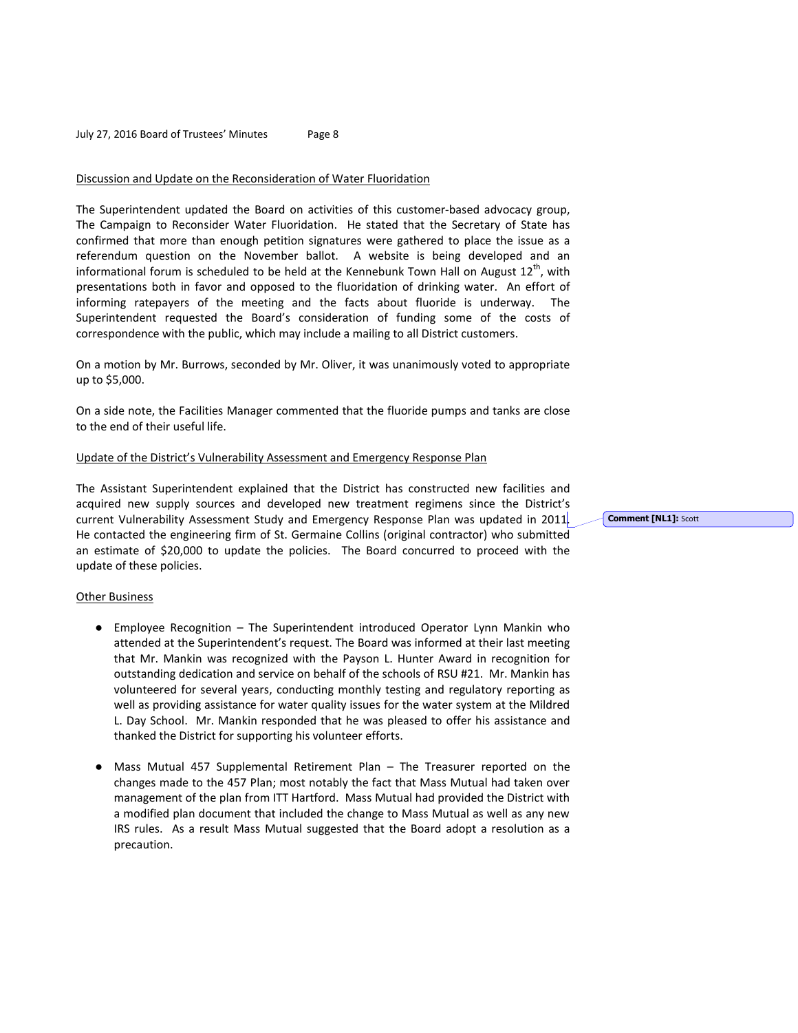Discussion and Update on the Reconsideration of Water Fluoridation

The Superintendent updated the Board on activities of this customer-based advocacy group, The Campaign to Reconsider Water Fluoridation. He stated that the Secretary of State has confirmed that more than enough petition signatures were gathered to place the issue as a referendum question on the November ballot. A website is being developed and an informational forum is scheduled to be held at the Kennebunk Town Hall on August 12th, with presentations both in favor and opposed to the fluoridation of drinking water. An effort of informing ratepayers of the meeting and the facts about fluoride is underway. The Superintendent requested the Board's consideration of funding some of the costs of correspondence with the public, which may include a mailing to all District customers.

On a motion by Mr. Burrows, seconded by Mr. Oliver, it was unanimously voted to appropriate up to $5,000.

On a side note, the Facilities Manager commented that the fluoride pumps and tanks are close to the end of their useful life.

Update of the District's Vulnerability Assessment and Emergency Response Plan

The Assistant Superintendent explained that the District has constructed new facilities and acquired new supply sources and developed new treatment regimens since the District's current Vulnerability Assessment Study and Emergency Response Plan was updated in 2011. He contacted the engineering firm of St. Germaine Collins (original contractor) who submitted an estimate of $20,000 to update the policies. The Board concurred to proceed with the update of these policies.

**Comment [NL1]:** Scott

Other Business

- Employee Recognition – The Superintendent introduced Operator Lynn Mankin who attended at the Superintendent's request. The Board was informed at their last meeting that Mr. Mankin was recognized with the Payson L. Hunter Award in recognition for outstanding dedication and service on behalf of the schools of RSU #21. Mr. Mankin has volunteered for several years, conducting monthly testing and regulatory reporting as well as providing assistance for water quality issues for the water system at the Mildred L. Day School. Mr. Mankin responded that he was pleased to offer his assistance and thanked the District for supporting his volunteer efforts.

- Mass Mutual 457 Supplemental Retirement Plan – The Treasurer reported on the changes made to the 457 Plan; most notably the fact that Mass Mutual had taken over management of the plan from ITT Hartford. Mass Mutual had provided the District with a modified plan document that included the change to Mass Mutual as well as any new IRS rules. As a result Mass Mutual suggested that the Board adopt a resolution as a precaution.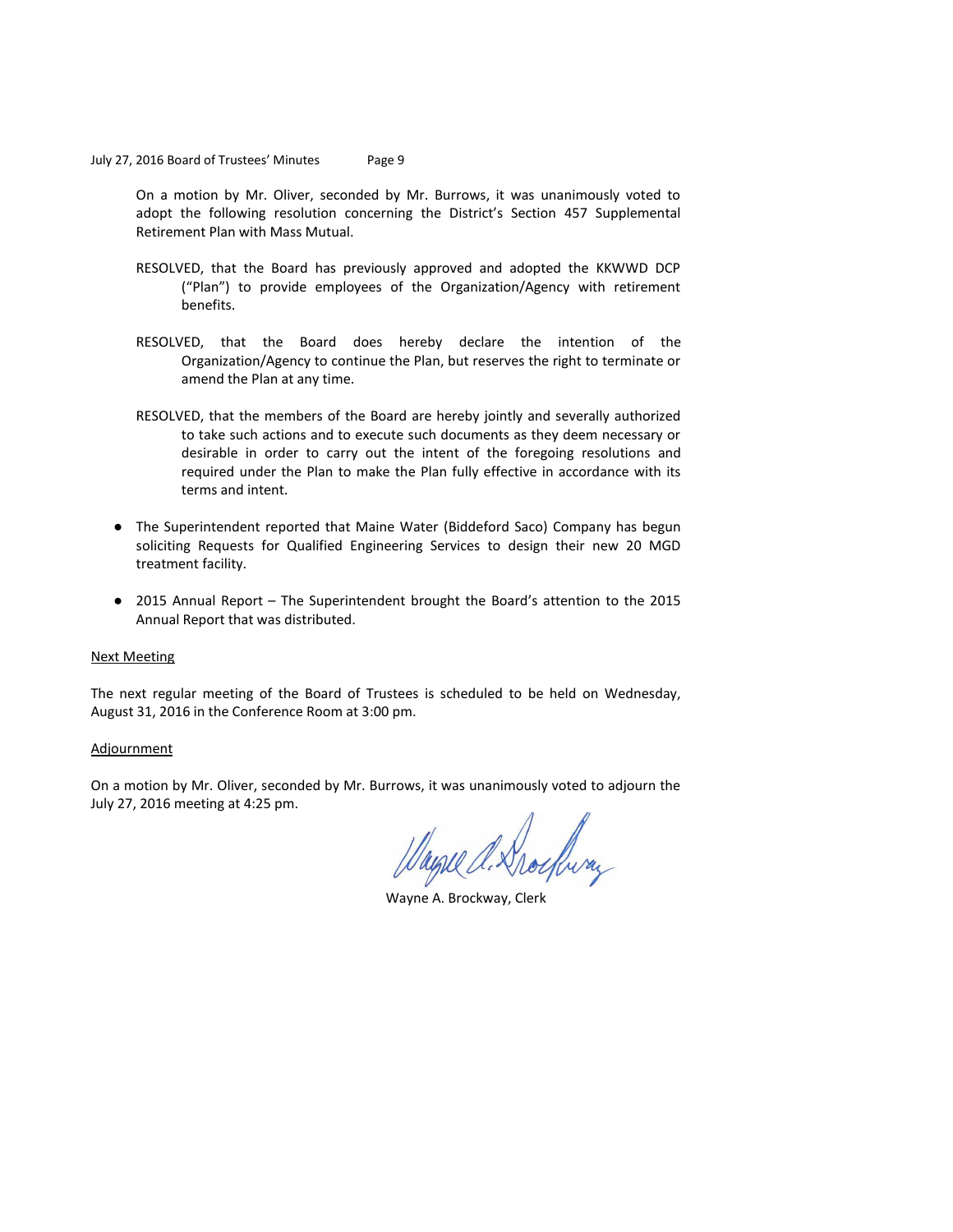On a motion by Mr. Oliver, seconded by Mr. Burrows, it was unanimously voted to adopt the following resolution concerning the District's Section 457 Supplemental Retirement Plan with Mass Mutual.

RESOLVED, that the Board has previously approved and adopted the KKWWD DCP ("Plan") to provide employees of the Organization/Agency with retirement benefits.

RESOLVED, that the Board does hereby declare the intention of the Organization/Agency to continue the Plan, but reserves the right to terminate or amend the Plan at any time.

RESOLVED, that the members of the Board are hereby jointly and severally authorized to take such actions and to execute such documents as they deem necessary or desirable in order to carry out the intent of the foregoing resolutions and required under the Plan to make the Plan fully effective in accordance with its terms and intent.

- The Superintendent reported that Maine Water (Biddeford Saco) Company has begun soliciting Requests for Qualified Engineering Services to design their new 20 MGD treatment facility.

- 2015 Annual Report – The Superintendent brought the Board's attention to the 2015 Annual Report that was distributed.

## Next Meeting

The next regular meeting of the Board of Trustees is scheduled to be held on Wednesday, August 31, 2016 in the Conference Room at 3:00 pm.

## Adjournment

On a motion by Mr. Oliver, seconded by Mr. Burrows, it was unanimously voted to adjourn the July 27, 2016 meeting at 4:25 pm.

Wayne A. Brockway, Clerk